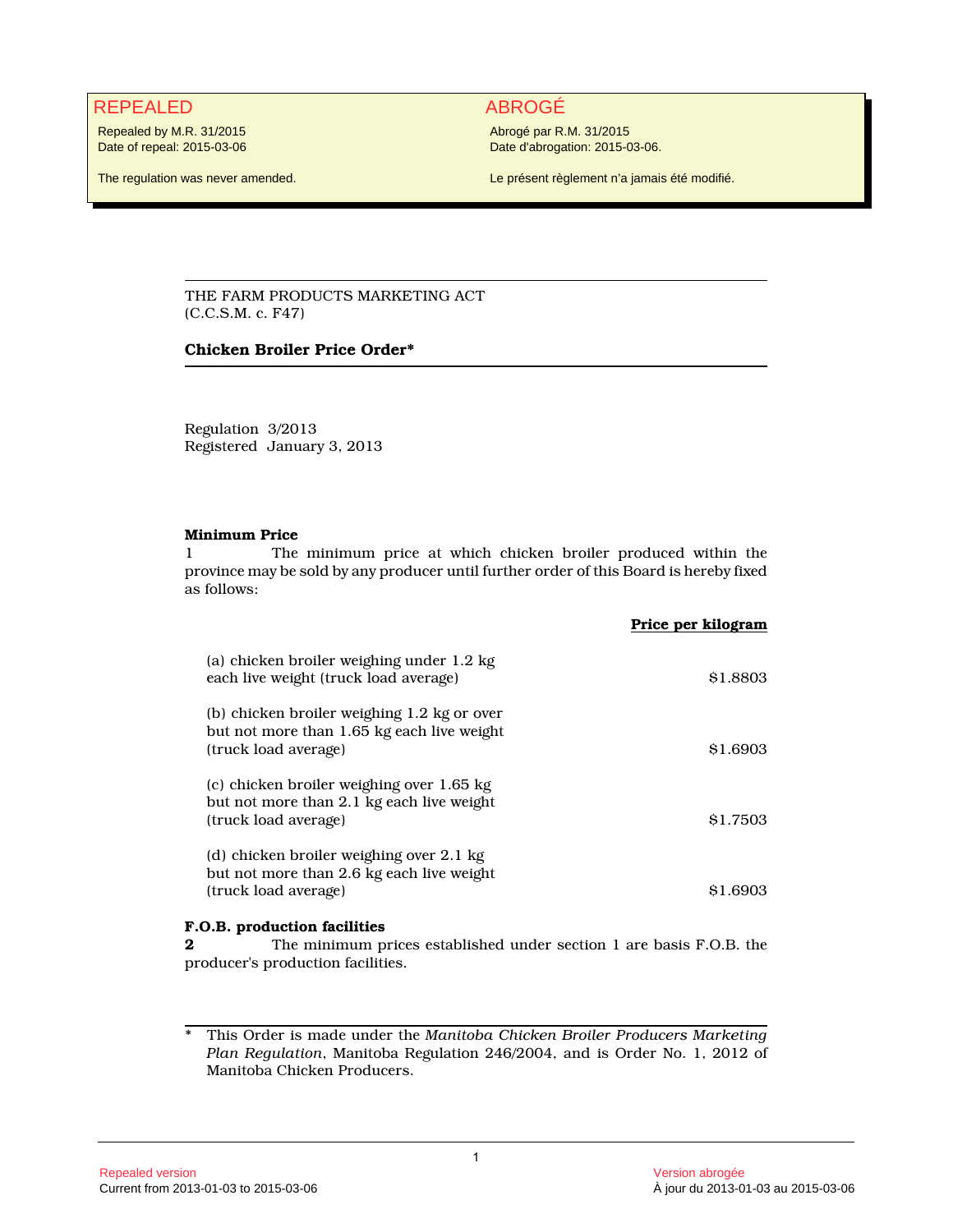| REPEALED | ABROGÉ |
| --- | --- |
| Repealed by M.R. 31/2015<br>Date of repeal: 2015-03-06 | Abrogé par R.M. 31/2015<br>Date d'abrogation: 2015-03-06. |
| The regulation was never amended. | Le présent règlement n'a jamais été modifié. |

THE FARM PRODUCTS MARKETING ACT
(C.C.S.M. c. F47)

**Chicken Broiler Price Order***

Regulation 3/2013
Registered January 3, 2013

**Minimum Price**

1 The minimum price at which chicken broiler produced within the province may be sold by any producer until further order of this Board is hereby fixed as follows:

| | **Price per kilogram** |
| --- | --- |
| (a) chicken broiler weighing under 1.2 kg each live weight (truck load average) | $1.8803 |
| (b) chicken broiler weighing 1.2 kg or over but not more than 1.65 kg each live weight (truck load average) | $1.6903 |
| (c) chicken broiler weighing over 1.65 kg but not more than 2.1 kg each live weight (truck load average) | $1.7503 |
| (d) chicken broiler weighing over 2.1 kg but not more than 2.6 kg each live weight (truck load average) | $1.6903 |

**F.O.B. production facilities**

**2** The minimum prices established under section 1 are basis F.O.B. the producer's production facilities.

---

* This Order is made under the *Manitoba Chicken Broiler Producers Marketing Plan Regulation*, Manitoba Regulation 246/2004, and is Order No. 1, 2012 of Manitoba Chicken Producers.

Repealed version
Current from 2013-01-03 to 2015-03-06

Version abrogée
À jour du 2013-01-03 au 2015-03-06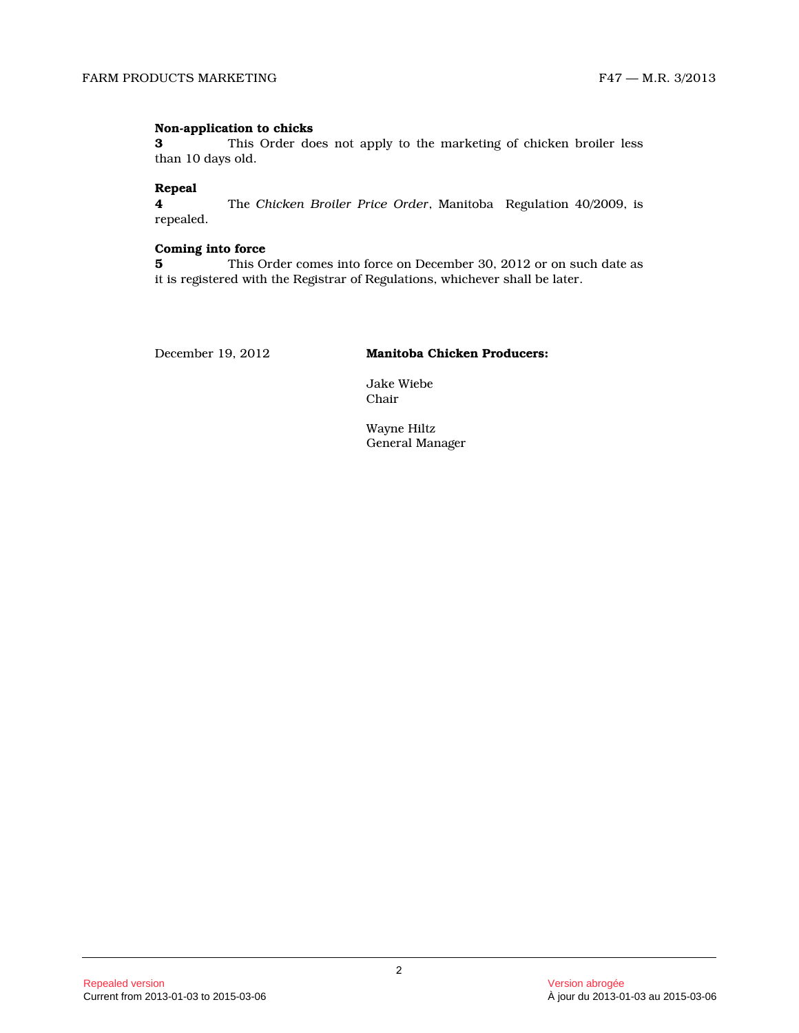**Non-application to chicks**

**3** This Order does not apply to the marketing of chicken broiler less than 10 days old.

**Repeal**

**4** The *Chicken Broiler Price Order*, Manitoba Regulation 40/2009, is repealed.

**Coming into force**

**5** This Order comes into force on December 30, 2012 or on such date as it is registered with the Registrar of Regulations, whichever shall be later.

December 19, 2012

**Manitoba Chicken Producers:**

Jake Wiebe
Chair

Wayne Hiltz
General Manager